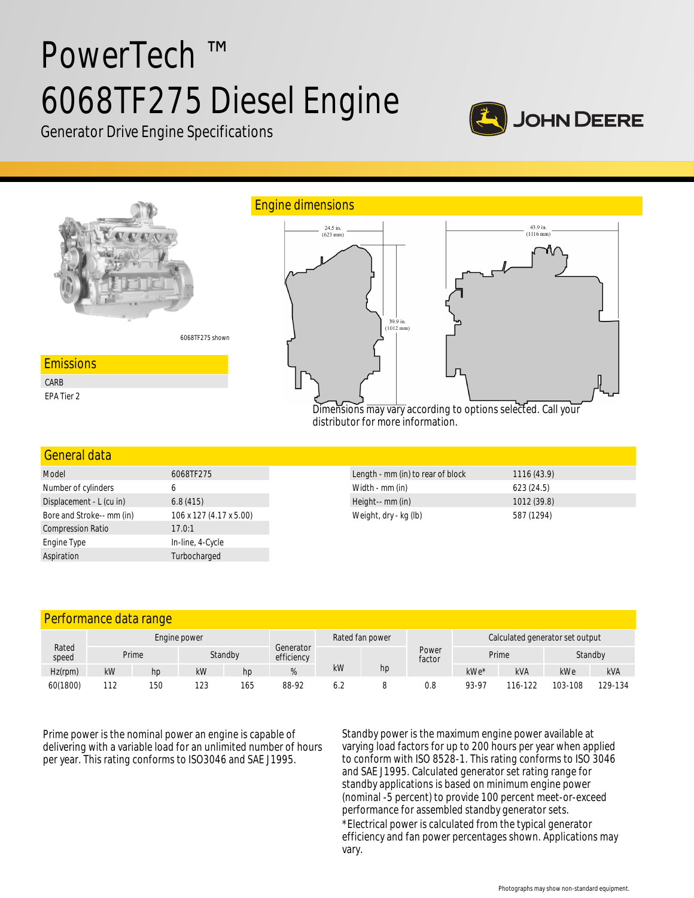# PowerTech ™ 6068TF275 Diesel Engine

Generator Drive Engine Specifications

JOHN DEERE

6068TF275 shown

## Emissions

- CARB
- EPA Tier 2

## Engine dimensions

24.5 in. (623 mm)

39.9 in. (1012 mm)

43.9 in. (1116 mm)

Dimensions may vary according to options selected. Call your distributor for more information.

## General data

| | |
|---|---|
| Model | 6068TF275 |
| Number of cylinders | 6 |
| Displacement - L (cu in) | 6.8 (415) |
| Bore and Stroke-- mm (in) | 106 x 127 (4.17 x 5.00) |
| Compression Ratio | 17.0:1 |
| Engine Type | In-line, 4-Cycle |
| Aspiration | Turbocharged |

| | |
|---|---|
| Length - mm (in) to rear of block | 1116 (43.9) |
| Width - mm (in) | 623 (24.5) |
| Height-- mm (in) | 1012 (39.8) |
| Weight, dry - kg (lb) | 587 (1294) |

## Performance data range

| Rated speed | Engine power | | | | Generator efficiency | Rated fan power | | Power factor | Calculated generator set output | | | |
|---|---|---|---|---|---|---|---|---|---|---|---|---|
| | Prime | | Standby | | | | | | Prime | | Standby | |
| Hz(rpm) | kW | hp | kW | hp | % | kW | hp | | kWe* | kVA | kWe | kVA |
| 60(1800) | 112 | 150 | 123 | 165 | 88-92 | 6.2 | 8 | 0.8 | 93-97 | 116-122 | 103-108 | 129-134 |

Prime power is the nominal power an engine is capable of delivering with a variable load for an unlimited number of hours per year. This rating conforms to ISO3046 and SAE J1995.

Standby power is the maximum engine power available at varying load factors for up to 200 hours per year when applied to conform with ISO 8528-1. This rating conforms to ISO 3046 and SAE J1995. Calculated generator set rating range for standby applications is based on minimum engine power (nominal -5 percent) to provide 100 percent meet-or-exceed performance for assembled standby generator sets.

*Electrical power is calculated from the typical generator efficiency and fan power percentages shown. Applications may vary.

Photographs may show non-standard equipment.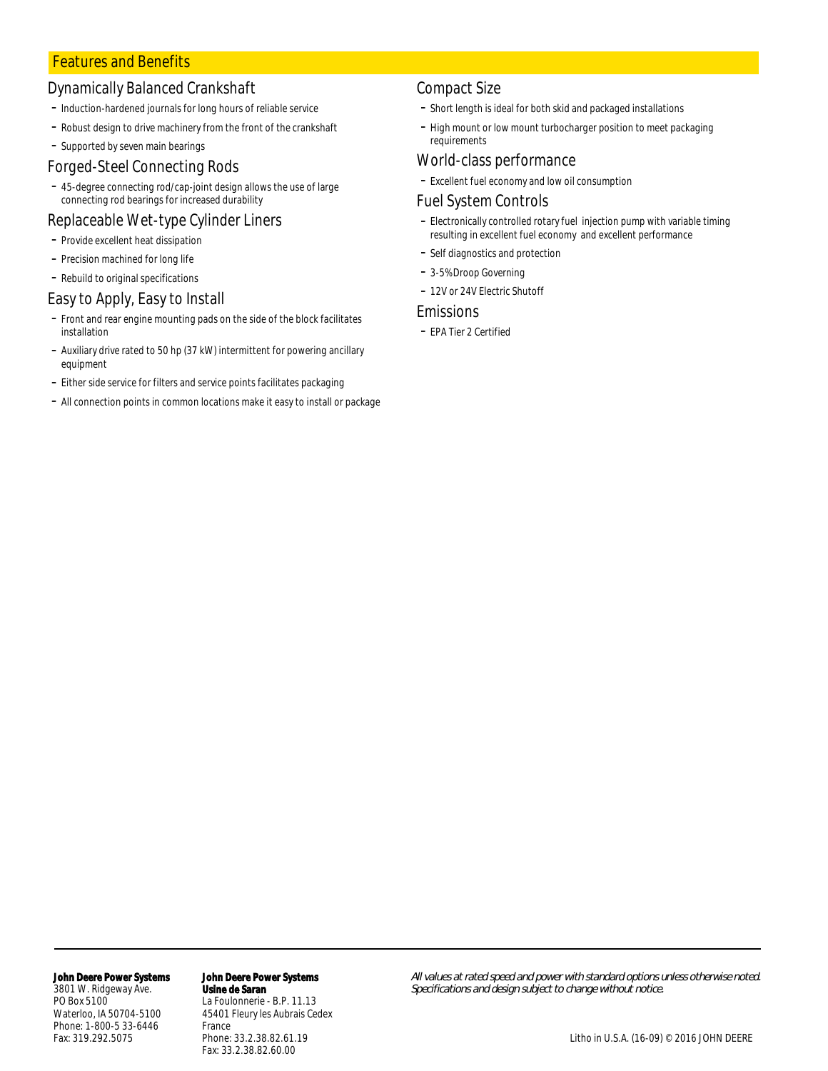## Features and Benefits

### Dynamically Balanced Crankshaft

- Induction-hardened journals for long hours of reliable service
- Robust design to drive machinery from the front of the crankshaft
- Supported by seven main bearings

### Forged-Steel Connecting Rods

- 45-degree connecting rod/cap-joint design allows the use of large connecting rod bearings for increased durability

### Replaceable Wet-type Cylinder Liners

- Provide excellent heat dissipation
- Precision machined for long life
- Rebuild to original specifications

### Easy to Apply, Easy to Install

- Front and rear engine mounting pads on the side of the block facilitates installation
- Auxiliary drive rated to 50 hp (37 kW) intermittent for powering ancillary equipment
- Either side service for filters and service points facilitates packaging
- All connection points in common locations make it easy to install or package

### Compact Size

- Short length is ideal for both skid and packaged installations
- High mount or low mount turbocharger position to meet packaging requirements

### World-class performance

- Excellent fuel economy and low oil consumption

### Fuel System Controls

- Electronically controlled rotary fuel injection pump with variable timing resulting in excellent fuel economy and excellent performance
- Self diagnostics and protection
- 3-5% Droop Governing
- 12V or 24V Electric Shutoff

### Emissions

- EPA Tier 2 Certified

---

**John Deere Power Systems**
3801 W. Ridgeway Ave.
PO Box 5100
Waterloo, IA 50704-5100
Phone: 1-800-5 33-6446
Fax: 319.292.5075

**John Deere Power Systems**
**Usine de Saran**
La Foulonnerie - B.P. 11.13
45401 Fleury les Aubrais Cedex
France
Phone: 33.2.38.82.61.19
Fax: 33.2.38.82.60.00

*All values at rated speed and power with standard options unless otherwise noted.*
*Specifications and design subject to change without notice.*

Litho in U.S.A. (16-09) © 2016 JOHN DEERE